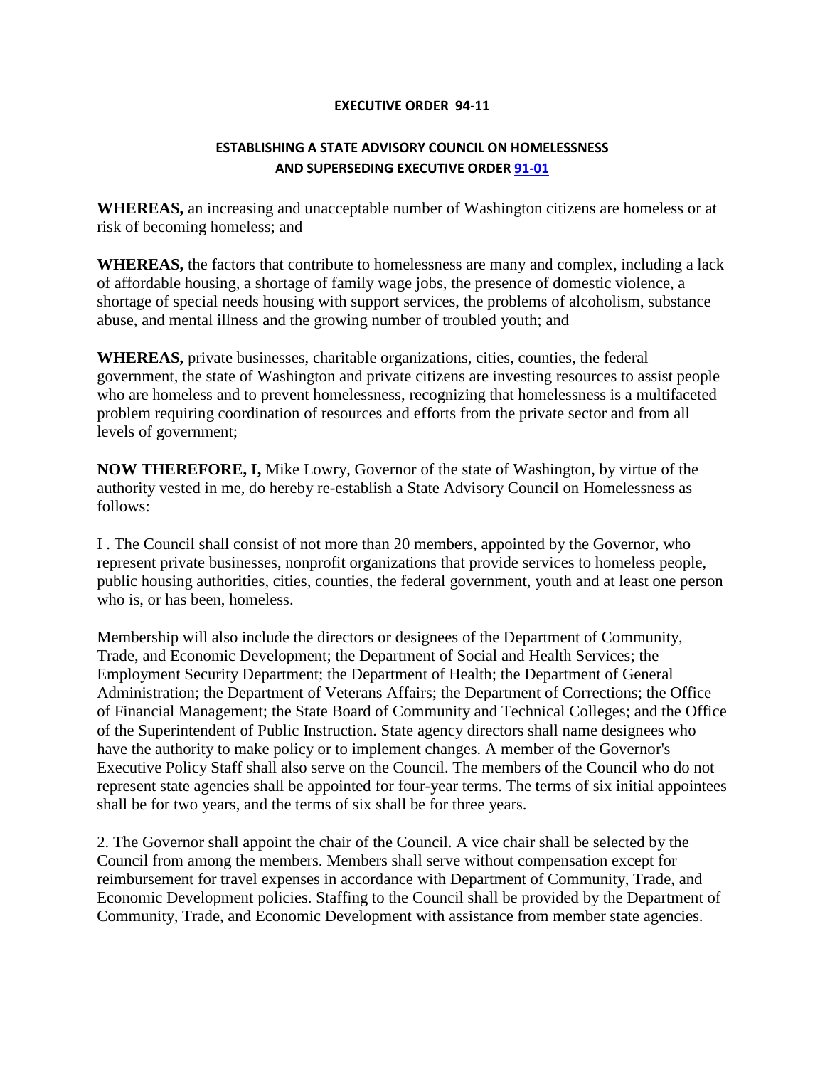# EXECUTIVE ORDER 94-11

## ESTABLISHING A STATE ADVISORY COUNCIL ON HOMELESSNESS AND SUPERSEDING EXECUTIVE ORDER [91-01]

**WHEREAS,** an increasing and unacceptable number of Washington citizens are homeless or at risk of becoming homeless; and

**WHEREAS,** the factors that contribute to homelessness are many and complex, including a lack of affordable housing, a shortage of family wage jobs, the presence of domestic violence, a shortage of special needs housing with support services, the problems of alcoholism, substance abuse, and mental illness and the growing number of troubled youth; and

**WHEREAS,** private businesses, charitable organizations, cities, counties, the federal government, the state of Washington and private citizens are investing resources to assist people who are homeless and to prevent homelessness, recognizing that homelessness is a multifaceted problem requiring coordination of resources and efforts from the private sector and from all levels of government;

**NOW THEREFORE, I,** Mike Lowry, Governor of the state of Washington, by virtue of the authority vested in me, do hereby re-establish a State Advisory Council on Homelessness as follows:

I . The Council shall consist of not more than 20 members, appointed by the Governor, who represent private businesses, nonprofit organizations that provide services to homeless people, public housing authorities, cities, counties, the federal government, youth and at least one person who is, or has been, homeless.

Membership will also include the directors or designees of the Department of Community, Trade, and Economic Development; the Department of Social and Health Services; the Employment Security Department; the Department of Health; the Department of General Administration; the Department of Veterans Affairs; the Department of Corrections; the Office of Financial Management; the State Board of Community and Technical Colleges; and the Office of the Superintendent of Public Instruction. State agency directors shall name designees who have the authority to make policy or to implement changes. A member of the Governor's Executive Policy Staff shall also serve on the Council. The members of the Council who do not represent state agencies shall be appointed for four-year terms. The terms of six initial appointees shall be for two years, and the terms of six shall be for three years.

2. The Governor shall appoint the chair of the Council. A vice chair shall be selected by the Council from among the members. Members shall serve without compensation except for reimbursement for travel expenses in accordance with Department of Community, Trade, and Economic Development policies. Staffing to the Council shall be provided by the Department of Community, Trade, and Economic Development with assistance from member state agencies.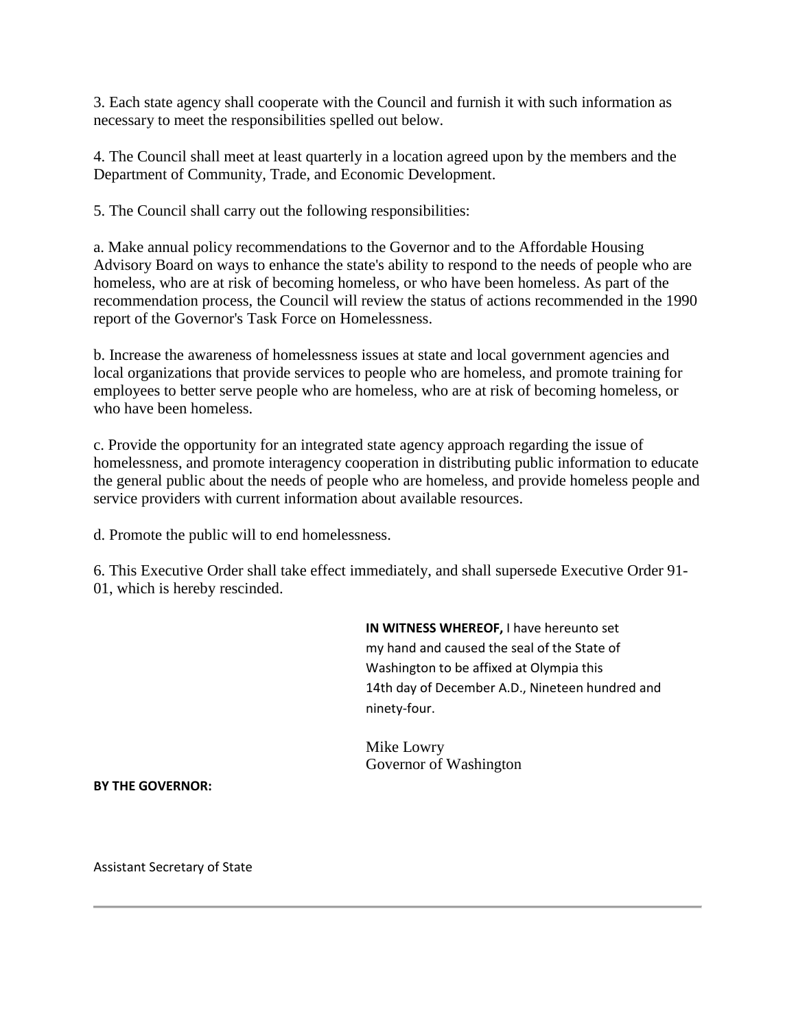3. Each state agency shall cooperate with the Council and furnish it with such information as necessary to meet the responsibilities spelled out below.

4. The Council shall meet at least quarterly in a location agreed upon by the members and the Department of Community, Trade, and Economic Development.

5. The Council shall carry out the following responsibilities:

a. Make annual policy recommendations to the Governor and to the Affordable Housing Advisory Board on ways to enhance the state's ability to respond to the needs of people who are homeless, who are at risk of becoming homeless, or who have been homeless. As part of the recommendation process, the Council will review the status of actions recommended in the 1990 report of the Governor's Task Force on Homelessness.

b. Increase the awareness of homelessness issues at state and local government agencies and local organizations that provide services to people who are homeless, and promote training for employees to better serve people who are homeless, who are at risk of becoming homeless, or who have been homeless.

c. Provide the opportunity for an integrated state agency approach regarding the issue of homelessness, and promote interagency cooperation in distributing public information to educate the general public about the needs of people who are homeless, and provide homeless people and service providers with current information about available resources.

d. Promote the public will to end homelessness.

6. This Executive Order shall take effect immediately, and shall supersede Executive Order 91-01, which is hereby rescinded.

**IN WITNESS WHEREOF,** I have hereunto set my hand and caused the seal of the State of Washington to be affixed at Olympia this 14th day of December A.D., Nineteen hundred and ninety-four.

Mike Lowry
Governor of Washington

**BY THE GOVERNOR:**

Assistant Secretary of State

---